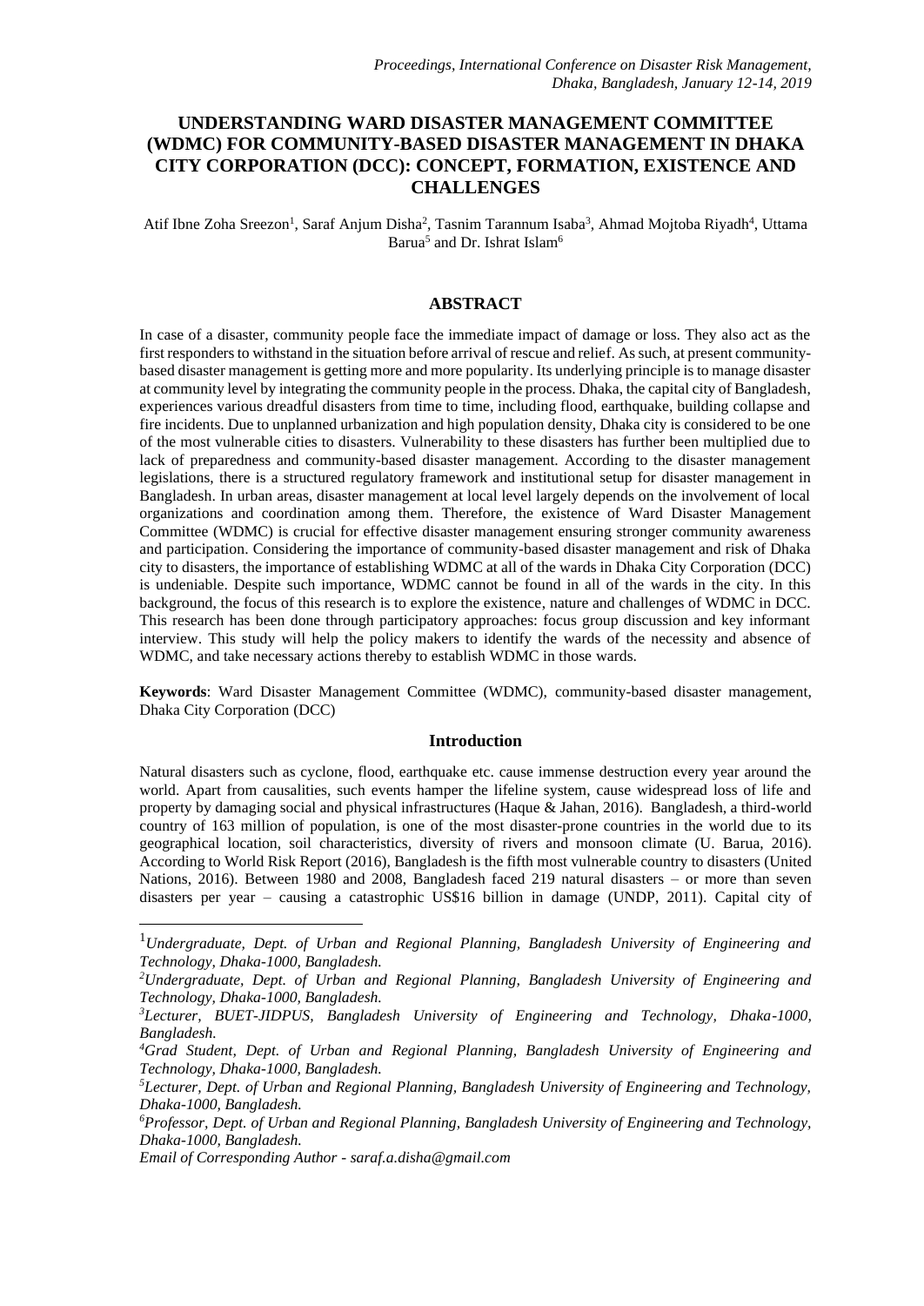# UNDERSTANDING WARD DISASTER MANAGEMENT COMMITTEE (WDMC) FOR COMMUNITY-BASED DISASTER MANAGEMENT IN DHAKA CITY CORPORATION (DCC): CONCEPT, FORMATION, EXISTENCE AND CHALLENGES

Atif Ibne Zoha Sreezon[1], Saraf Anjum Disha[2], Tasnim Tarannum Isaba[3], Ahmad Mojtoba Riyadh[4], Uttama Barua[5] and Dr. Ishrat Islam[6]

## ABSTRACT

In case of a disaster, community people face the immediate impact of damage or loss. They also act as the first responders to withstand in the situation before arrival of rescue and relief. As such, at present community-based disaster management is getting more and more popularity. Its underlying principle is to manage disaster at community level by integrating the community people in the process. Dhaka, the capital city of Bangladesh, experiences various dreadful disasters from time to time, including flood, earthquake, building collapse and fire incidents. Due to unplanned urbanization and high population density, Dhaka city is considered to be one of the most vulnerable cities to disasters. Vulnerability to these disasters has further been multiplied due to lack of preparedness and community-based disaster management. According to the disaster management legislations, there is a structured regulatory framework and institutional setup for disaster management in Bangladesh. In urban areas, disaster management at local level largely depends on the involvement of local organizations and coordination among them. Therefore, the existence of Ward Disaster Management Committee (WDMC) is crucial for effective disaster management ensuring stronger community awareness and participation. Considering the importance of community-based disaster management and risk of Dhaka city to disasters, the importance of establishing WDMC at all of the wards in Dhaka City Corporation (DCC) is undeniable. Despite such importance, WDMC cannot be found in all of the wards in the city. In this background, the focus of this research is to explore the existence, nature and challenges of WDMC in DCC. This research has been done through participatory approaches: focus group discussion and key informant interview. This study will help the policy makers to identify the wards of the necessity and absence of WDMC, and take necessary actions thereby to establish WDMC in those wards.

**Keywords**: Ward Disaster Management Committee (WDMC), community-based disaster management, Dhaka City Corporation (DCC)

## Introduction

Natural disasters such as cyclone, flood, earthquake etc. cause immense destruction every year around the world. Apart from causalities, such events hamper the lifeline system, cause widespread loss of life and property by damaging social and physical infrastructures (Haque & Jahan, 2016). Bangladesh, a third-world country of 163 million of population, is one of the most disaster-prone countries in the world due to its geographical location, soil characteristics, diversity of rivers and monsoon climate (U. Barua, 2016). According to World Risk Report (2016), Bangladesh is the fifth most vulnerable country to disasters (United Nations, 2016). Between 1980 and 2008, Bangladesh faced 219 natural disasters – or more than seven disasters per year – causing a catastrophic US$16 billion in damage (UNDP, 2011). Capital city of

---

[1] *Undergraduate, Dept. of Urban and Regional Planning, Bangladesh University of Engineering and Technology, Dhaka-1000, Bangladesh.*

[2] *Undergraduate, Dept. of Urban and Regional Planning, Bangladesh University of Engineering and Technology, Dhaka-1000, Bangladesh.*

[3] *Lecturer, BUET-JIDPUS, Bangladesh University of Engineering and Technology, Dhaka-1000, Bangladesh.*

[4] *Grad Student, Dept. of Urban and Regional Planning, Bangladesh University of Engineering and Technology, Dhaka-1000, Bangladesh.*

[5] *Lecturer, Dept. of Urban and Regional Planning, Bangladesh University of Engineering and Technology, Dhaka-1000, Bangladesh.*

[6] *Professor, Dept. of Urban and Regional Planning, Bangladesh University of Engineering and Technology, Dhaka-1000, Bangladesh.*

*Email of Corresponding Author - saraf.a.disha@gmail.com*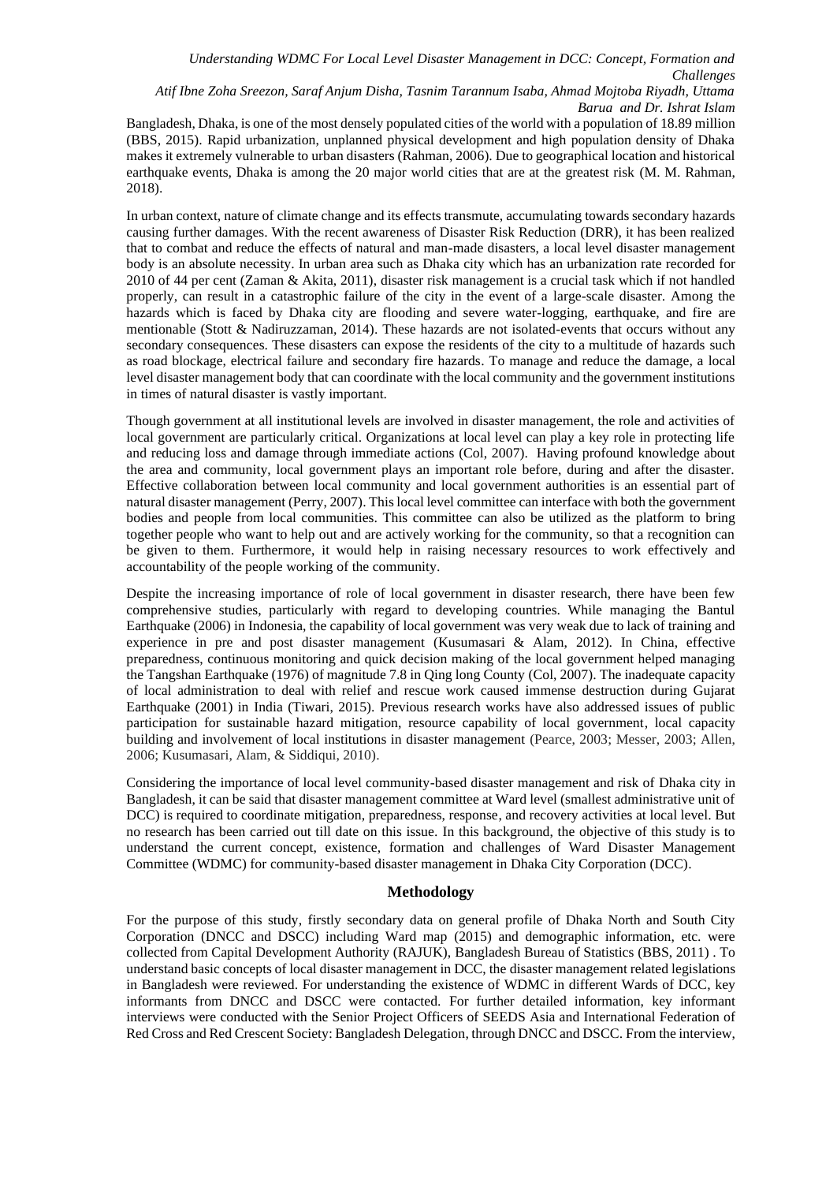Bangladesh, Dhaka, is one of the most densely populated cities of the world with a population of 18.89 million (BBS, 2015). Rapid urbanization, unplanned physical development and high population density of Dhaka makes it extremely vulnerable to urban disasters (Rahman, 2006). Due to geographical location and historical earthquake events, Dhaka is among the 20 major world cities that are at the greatest risk (M. M. Rahman, 2018).

In urban context, nature of climate change and its effects transmute, accumulating towards secondary hazards causing further damages. With the recent awareness of Disaster Risk Reduction (DRR), it has been realized that to combat and reduce the effects of natural and man-made disasters, a local level disaster management body is an absolute necessity. In urban area such as Dhaka city which has an urbanization rate recorded for 2010 of 44 per cent (Zaman & Akita, 2011), disaster risk management is a crucial task which if not handled properly, can result in a catastrophic failure of the city in the event of a large-scale disaster. Among the hazards which is faced by Dhaka city are flooding and severe water-logging, earthquake, and fire are mentionable (Stott & Nadiruzzaman, 2014). These hazards are not isolated-events that occurs without any secondary consequences. These disasters can expose the residents of the city to a multitude of hazards such as road blockage, electrical failure and secondary fire hazards. To manage and reduce the damage, a local level disaster management body that can coordinate with the local community and the government institutions in times of natural disaster is vastly important.

Though government at all institutional levels are involved in disaster management, the role and activities of local government are particularly critical. Organizations at local level can play a key role in protecting life and reducing loss and damage through immediate actions (Col, 2007). Having profound knowledge about the area and community, local government plays an important role before, during and after the disaster. Effective collaboration between local community and local government authorities is an essential part of natural disaster management (Perry, 2007). This local level committee can interface with both the government bodies and people from local communities. This committee can also be utilized as the platform to bring together people who want to help out and are actively working for the community, so that a recognition can be given to them. Furthermore, it would help in raising necessary resources to work effectively and accountability of the people working of the community.

Despite the increasing importance of role of local government in disaster research, there have been few comprehensive studies, particularly with regard to developing countries. While managing the Bantul Earthquake (2006) in Indonesia, the capability of local government was very weak due to lack of training and experience in pre and post disaster management (Kusumasari & Alam, 2012). In China, effective preparedness, continuous monitoring and quick decision making of the local government helped managing the Tangshan Earthquake (1976) of magnitude 7.8 in Qing long County (Col, 2007). The inadequate capacity of local administration to deal with relief and rescue work caused immense destruction during Gujarat Earthquake (2001) in India (Tiwari, 2015). Previous research works have also addressed issues of public participation for sustainable hazard mitigation, resource capability of local government, local capacity building and involvement of local institutions in disaster management (Pearce, 2003; Messer, 2003; Allen, 2006; Kusumasari, Alam, & Siddiqui, 2010).

Considering the importance of local level community-based disaster management and risk of Dhaka city in Bangladesh, it can be said that disaster management committee at Ward level (smallest administrative unit of DCC) is required to coordinate mitigation, preparedness, response, and recovery activities at local level. But no research has been carried out till date on this issue. In this background, the objective of this study is to understand the current concept, existence, formation and challenges of Ward Disaster Management Committee (WDMC) for community-based disaster management in Dhaka City Corporation (DCC).

## Methodology

For the purpose of this study, firstly secondary data on general profile of Dhaka North and South City Corporation (DNCC and DSCC) including Ward map (2015) and demographic information, etc. were collected from Capital Development Authority (RAJUK), Bangladesh Bureau of Statistics (BBS, 2011) . To understand basic concepts of local disaster management in DCC, the disaster management related legislations in Bangladesh were reviewed. For understanding the existence of WDMC in different Wards of DCC, key informants from DNCC and DSCC were contacted. For further detailed information, key informant interviews were conducted with the Senior Project Officers of SEEDS Asia and International Federation of Red Cross and Red Crescent Society: Bangladesh Delegation, through DNCC and DSCC. From the interview,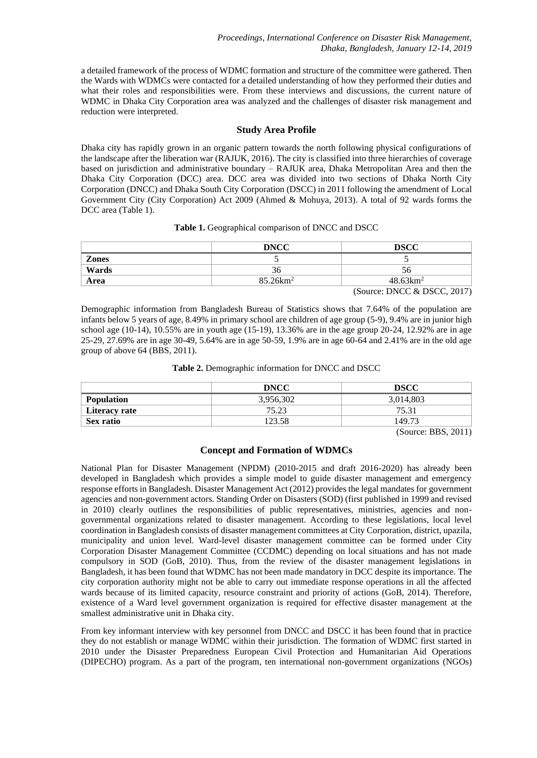a detailed framework of the process of WDMC formation and structure of the committee were gathered. Then the Wards with WDMCs were contacted for a detailed understanding of how they performed their duties and what their roles and responsibilities were. From these interviews and discussions, the current nature of WDMC in Dhaka City Corporation area was analyzed and the challenges of disaster risk management and reduction were interpreted.

## Study Area Profile

Dhaka city has rapidly grown in an organic pattern towards the north following physical configurations of the landscape after the liberation war (RAJUK, 2016). The city is classified into three hierarchies of coverage based on jurisdiction and administrative boundary – RAJUK area, Dhaka Metropolitan Area and then the Dhaka City Corporation (DCC) area. DCC area was divided into two sections of Dhaka North City Corporation (DNCC) and Dhaka South City Corporation (DSCC) in 2011 following the amendment of Local Government City (City Corporation) Act 2009 (Ahmed & Mohuya, 2013). A total of 92 wards forms the DCC area (Table 1).

**Table 1.** Geographical comparison of DNCC and DSCC

| | **DNCC** | **DSCC** |
|---|---|---|
| **Zones** | 5 | 5 |
| **Wards** | 36 | 56 |
| **Area** | 85.26km$^2$ | 48.63km$^2$ |

(Source: DNCC & DSCC, 2017)

Demographic information from Bangladesh Bureau of Statistics shows that 7.64% of the population are infants below 5 years of age, 8.49% in primary school are children of age group (5-9), 9.4% are in junior high school age (10-14), 10.55% are in youth age (15-19), 13.36% are in the age group 20-24, 12.92% are in age 25-29, 27.69% are in age 30-49, 5.64% are in age 50-59, 1.9% are in age 60-64 and 2.41% are in the old age group of above 64 (BBS, 2011).

**Table 2.** Demographic information for DNCC and DSCC

| | **DNCC** | **DSCC** |
|---|---|---|
| **Population** | 3,956,302 | 3,014,803 |
| **Literacy rate** | 75.23 | 75.31 |
| **Sex ratio** | 123.58 | 149.73 |

(Source: BBS, 2011)

## Concept and Formation of WDMCs

National Plan for Disaster Management (NPDM) (2010-2015 and draft 2016-2020) has already been developed in Bangladesh which provides a simple model to guide disaster management and emergency response efforts in Bangladesh. Disaster Management Act (2012) provides the legal mandates for government agencies and non-government actors. Standing Order on Disasters (SOD) (first published in 1999 and revised in 2010) clearly outlines the responsibilities of public representatives, ministries, agencies and non-governmental organizations related to disaster management. According to these legislations, local level coordination in Bangladesh consists of disaster management committees at City Corporation, district, upazila, municipality and union level. Ward-level disaster management committee can be formed under City Corporation Disaster Management Committee (CCDMC) depending on local situations and has not made compulsory in SOD (GoB, 2010). Thus, from the review of the disaster management legislations in Bangladesh, it has been found that WDMC has not been made mandatory in DCC despite its importance. The city corporation authority might not be able to carry out immediate response operations in all the affected wards because of its limited capacity, resource constraint and priority of actions (GoB, 2014). Therefore, existence of a Ward level government organization is required for effective disaster management at the smallest administrative unit in Dhaka city.

From key informant interview with key personnel from DNCC and DSCC it has been found that in practice they do not establish or manage WDMC within their jurisdiction. The formation of WDMC first started in 2010 under the Disaster Preparedness European Civil Protection and Humanitarian Aid Operations (DIPECHO) program. As a part of the program, ten international non-government organizations (NGOs)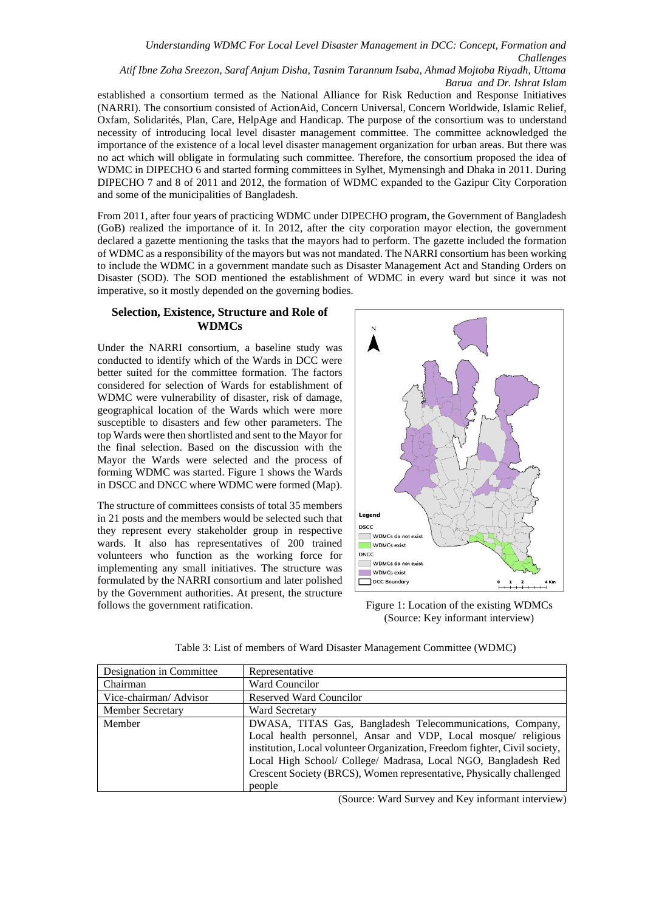established a consortium termed as the National Alliance for Risk Reduction and Response Initiatives (NARRI). The consortium consisted of ActionAid, Concern Universal, Concern Worldwide, Islamic Relief, Oxfam, Solidarités, Plan, Care, HelpAge and Handicap. The purpose of the consortium was to understand necessity of introducing local level disaster management committee. The committee acknowledged the importance of the existence of a local level disaster management organization for urban areas. But there was no act which will obligate in formulating such committee. Therefore, the consortium proposed the idea of WDMC in DIPECHO 6 and started forming committees in Sylhet, Mymensingh and Dhaka in 2011. During DIPECHO 7 and 8 of 2011 and 2012, the formation of WDMC expanded to the Gazipur City Corporation and some of the municipalities of Bangladesh.

From 2011, after four years of practicing WDMC under DIPECHO program, the Government of Bangladesh (GoB) realized the importance of it. In 2012, after the city corporation mayor election, the government declared a gazette mentioning the tasks that the mayors had to perform. The gazette included the formation of WDMC as a responsibility of the mayors but was not mandated. The NARRI consortium has been working to include the WDMC in a government mandate such as Disaster Management Act and Standing Orders on Disaster (SOD). The SOD mentioned the establishment of WDMC in every ward but since it was not imperative, so it mostly depended on the governing bodies.

## Selection, Existence, Structure and Role of WDMCs

Under the NARRI consortium, a baseline study was conducted to identify which of the Wards in DCC were better suited for the committee formation. The factors considered for selection of Wards for establishment of WDMC were vulnerability of disaster, risk of damage, geographical location of the Wards which were more susceptible to disasters and few other parameters. The top Wards were then shortlisted and sent to the Mayor for the final selection. Based on the discussion with the Mayor the Wards were selected and the process of forming WDMC was started. Figure 1 shows the Wards in DSCC and DNCC where WDMC were formed (Map).

The structure of committees consists of total 35 members in 21 posts and the members would be selected such that they represent every stakeholder group in respective wards. It also has representatives of 200 trained volunteers who function as the working force for implementing any small initiatives. The structure was formulated by the NARRI consortium and later polished by the Government authorities. At present, the structure follows the government ratification.

Figure 1: Location of the existing WDMCs (Source: Key informant interview)

Table 3: List of members of Ward Disaster Management Committee (WDMC)

| Designation in Committee | Representative |
|---|---|
| Chairman | Ward Councilor |
| Vice-chairman/ Advisor | Reserved Ward Councilor |
| Member Secretary | Ward Secretary |
| Member | DWASA, TITAS Gas, Bangladesh Telecommunications, Company, Local health personnel, Ansar and VDP, Local mosque/ religious institution, Local volunteer Organization, Freedom fighter, Civil society, Local High School/ College/ Madrasa, Local NGO, Bangladesh Red Crescent Society (BRCS), Women representative, Physically challenged people |

(Source: Ward Survey and Key informant interview)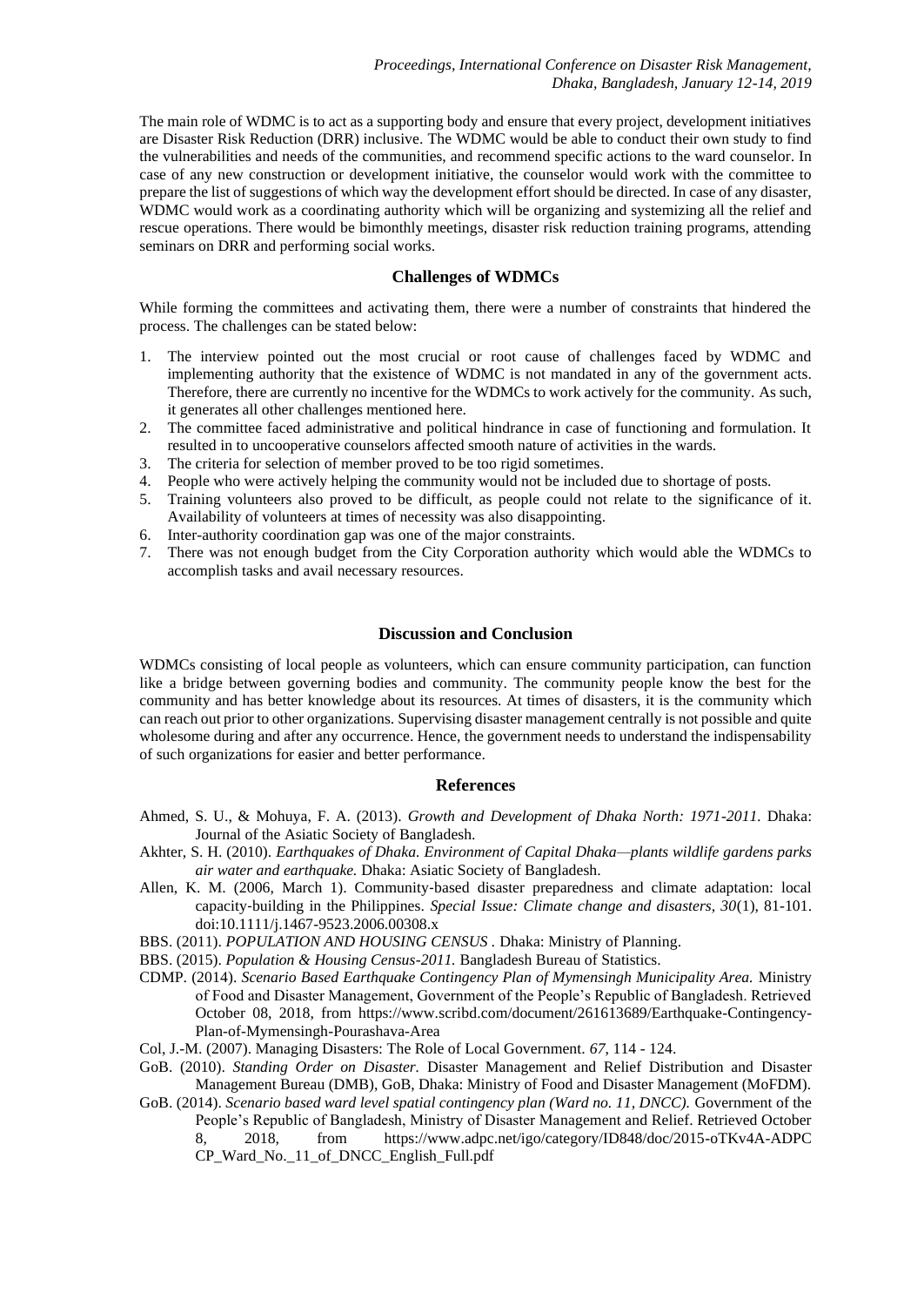The main role of WDMC is to act as a supporting body and ensure that every project, development initiatives are Disaster Risk Reduction (DRR) inclusive. The WDMC would be able to conduct their own study to find the vulnerabilities and needs of the communities, and recommend specific actions to the ward counselor. In case of any new construction or development initiative, the counselor would work with the committee to prepare the list of suggestions of which way the development effort should be directed. In case of any disaster, WDMC would work as a coordinating authority which will be organizing and systemizing all the relief and rescue operations. There would be bimonthly meetings, disaster risk reduction training programs, attending seminars on DRR and performing social works.

## Challenges of WDMCs

While forming the committees and activating them, there were a number of constraints that hindered the process. The challenges can be stated below:

1. The interview pointed out the most crucial or root cause of challenges faced by WDMC and implementing authority that the existence of WDMC is not mandated in any of the government acts. Therefore, there are currently no incentive for the WDMCs to work actively for the community. As such, it generates all other challenges mentioned here.
2. The committee faced administrative and political hindrance in case of functioning and formulation. It resulted in to uncooperative counselors affected smooth nature of activities in the wards.
3. The criteria for selection of member proved to be too rigid sometimes.
4. People who were actively helping the community would not be included due to shortage of posts.
5. Training volunteers also proved to be difficult, as people could not relate to the significance of it. Availability of volunteers at times of necessity was also disappointing.
6. Inter-authority coordination gap was one of the major constraints.
7. There was not enough budget from the City Corporation authority which would able the WDMCs to accomplish tasks and avail necessary resources.

## Discussion and Conclusion

WDMCs consisting of local people as volunteers, which can ensure community participation, can function like a bridge between governing bodies and community. The community people know the best for the community and has better knowledge about its resources. At times of disasters, it is the community which can reach out prior to other organizations. Supervising disaster management centrally is not possible and quite wholesome during and after any occurrence. Hence, the government needs to understand the indispensability of such organizations for easier and better performance.

## References

Ahmed, S. U., & Mohuya, F. A. (2013). *Growth and Development of Dhaka North: 1971-2011.* Dhaka: Journal of the Asiatic Society of Bangladesh.

Akhter, S. H. (2010). *Earthquakes of Dhaka. Environment of Capital Dhaka—plants wildlife gardens parks air water and earthquake.* Dhaka: Asiatic Society of Bangladesh.

Allen, K. M. (2006, March 1). Community-based disaster preparedness and climate adaptation: local capacity-building in the Philippines. *Special Issue: Climate change and disasters, 30*(1), 81-101. doi:10.1111/j.1467-9523.2006.00308.x

BBS. (2011). *POPULATION AND HOUSING CENSUS* . Dhaka: Ministry of Planning.

BBS. (2015). *Population & Housing Census-2011.* Bangladesh Bureau of Statistics.

CDMP. (2014). *Scenario Based Earthquake Contingency Plan of Mymensingh Municipality Area.* Ministry of Food and Disaster Management, Government of the People's Republic of Bangladesh. Retrieved October 08, 2018, from https://www.scribd.com/document/261613689/Earthquake-Contingency-Plan-of-Mymensingh-Pourashava-Area

Col, J.-M. (2007). Managing Disasters: The Role of Local Government. *67*, 114 - 124.

GoB. (2010). *Standing Order on Disaster.* Disaster Management and Relief Distribution and Disaster Management Bureau (DMB), GoB, Dhaka: Ministry of Food and Disaster Management (MoFDM).

GoB. (2014). *Scenario based ward level spatial contingency plan (Ward no. 11, DNCC).* Government of the People's Republic of Bangladesh, Ministry of Disaster Management and Relief. Retrieved October 8, 2018, from https://www.adpc.net/igo/category/ID848/doc/2015-oTKv4A-ADPC CP_Ward_No._11_of_DNCC_English_Full.pdf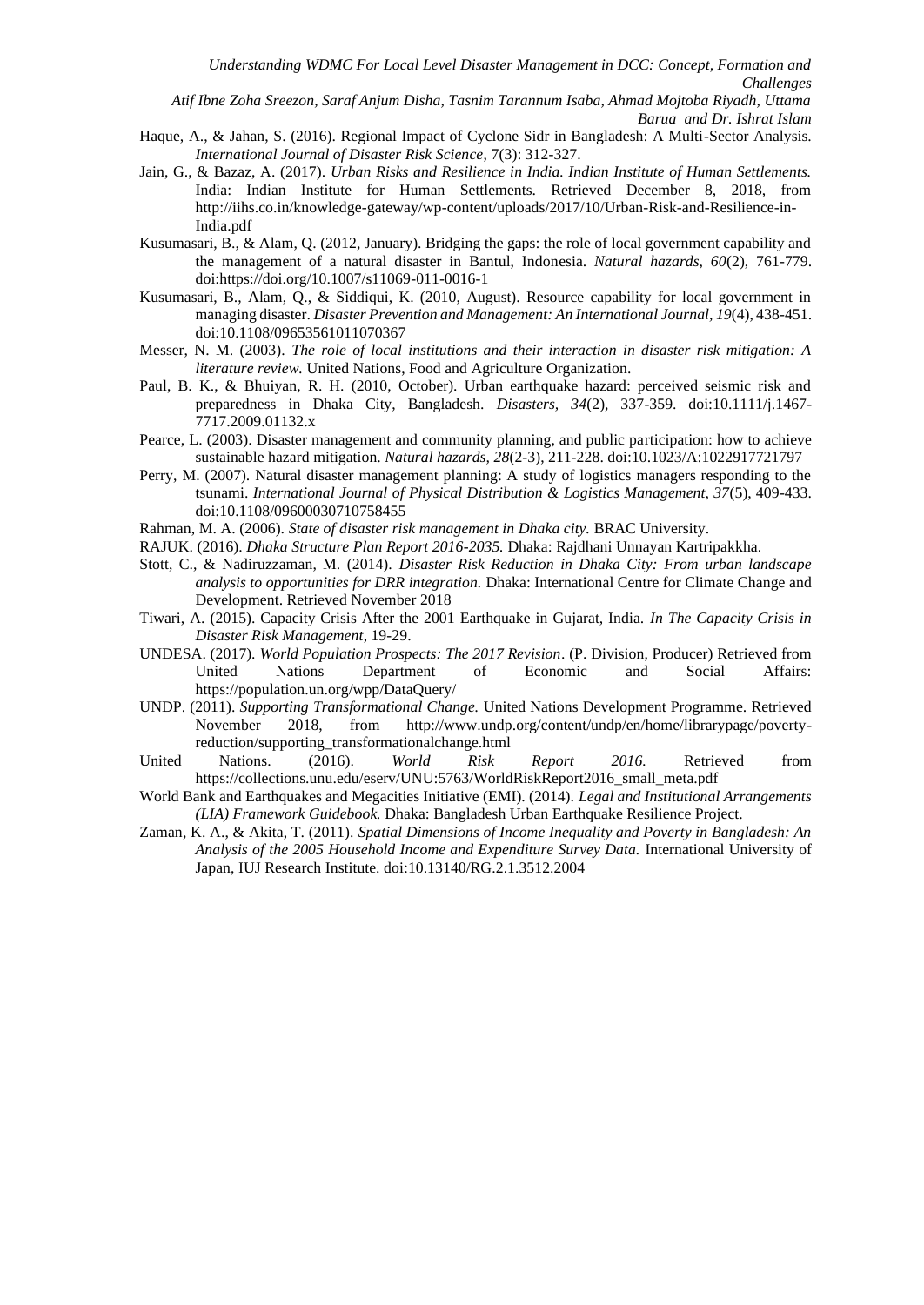Haque, A., & Jahan, S. (2016). Regional Impact of Cyclone Sidr in Bangladesh: A Multi-Sector Analysis. *International Journal of Disaster Risk Science*, 7(3): 312-327.

Jain, G., & Bazaz, A. (2017). *Urban Risks and Resilience in India. Indian Institute of Human Settlements.* India: Indian Institute for Human Settlements. Retrieved December 8, 2018, from http://iihs.co.in/knowledge-gateway/wp-content/uploads/2017/10/Urban-Risk-and-Resilience-in-India.pdf

Kusumasari, B., & Alam, Q. (2012, January). Bridging the gaps: the role of local government capability and the management of a natural disaster in Bantul, Indonesia. *Natural hazards, 60*(2), 761-779. doi:https://doi.org/10.1007/s11069-011-0016-1

Kusumasari, B., Alam, Q., & Siddiqui, K. (2010, August). Resource capability for local government in managing disaster. *Disaster Prevention and Management: An International Journal, 19*(4), 438-451. doi:10.1108/09653561011070367

Messer, N. M. (2003). *The role of local institutions and their interaction in disaster risk mitigation: A literature review.* United Nations, Food and Agriculture Organization.

Paul, B. K., & Bhuiyan, R. H. (2010, October). Urban earthquake hazard: perceived seismic risk and preparedness in Dhaka City, Bangladesh. *Disasters, 34*(2), 337-359. doi:10.1111/j.1467-7717.2009.01132.x

Pearce, L. (2003). Disaster management and community planning, and public participation: how to achieve sustainable hazard mitigation. *Natural hazards, 28*(2-3), 211-228. doi:10.1023/A:1022917721797

Perry, M. (2007). Natural disaster management planning: A study of logistics managers responding to the tsunami. *International Journal of Physical Distribution & Logistics Management, 37*(5), 409-433. doi:10.1108/09600030710758455

Rahman, M. A. (2006). *State of disaster risk management in Dhaka city.* BRAC University.

RAJUK. (2016). *Dhaka Structure Plan Report 2016-2035.* Dhaka: Rajdhani Unnayan Kartripakkha.

Stott, C., & Nadiruzzaman, M. (2014). *Disaster Risk Reduction in Dhaka City: From urban landscape analysis to opportunities for DRR integration.* Dhaka: International Centre for Climate Change and Development. Retrieved November 2018

Tiwari, A. (2015). Capacity Crisis After the 2001 Earthquake in Gujarat, India. *In The Capacity Crisis in Disaster Risk Management*, 19-29.

UNDESA. (2017). *World Population Prospects: The 2017 Revision*. (P. Division, Producer) Retrieved from United Nations Department of Economic and Social Affairs: https://population.un.org/wpp/DataQuery/

UNDP. (2011). *Supporting Transformational Change.* United Nations Development Programme. Retrieved November 2018, from http://www.undp.org/content/undp/en/home/librarypage/poverty-reduction/supporting_transformationalchange.html

United Nations. (2016). *World Risk Report 2016.* Retrieved from https://collections.unu.edu/eserv/UNU:5763/WorldRiskReport2016_small_meta.pdf

World Bank and Earthquakes and Megacities Initiative (EMI). (2014). *Legal and Institutional Arrangements (LIA) Framework Guidebook.* Dhaka: Bangladesh Urban Earthquake Resilience Project.

Zaman, K. A., & Akita, T. (2011). *Spatial Dimensions of Income Inequality and Poverty in Bangladesh: An Analysis of the 2005 Household Income and Expenditure Survey Data.* International University of Japan, IUJ Research Institute. doi:10.13140/RG.2.1.3512.2004